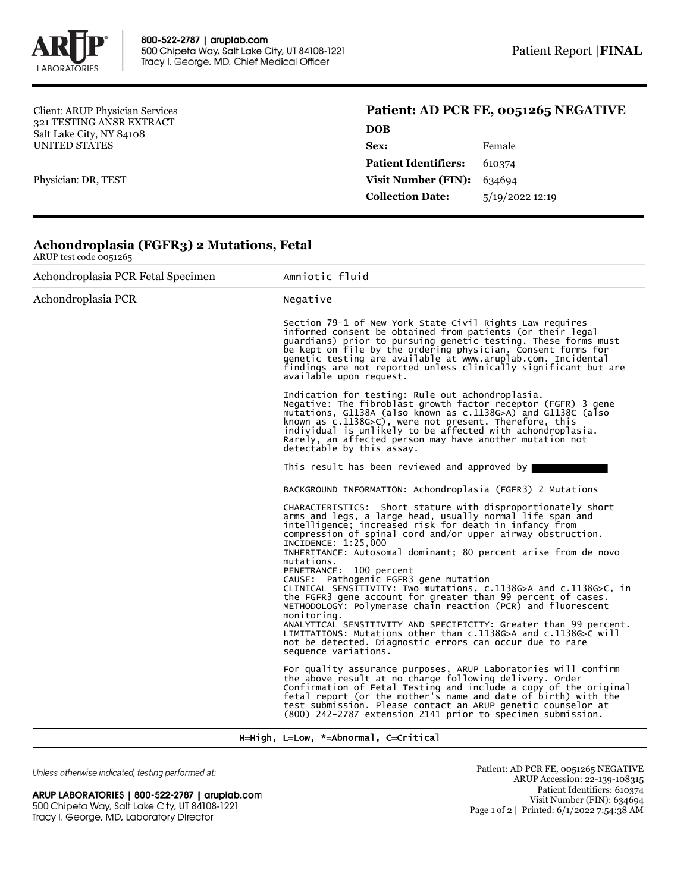800-522-2787 | aruplab.com
500 Chipeta Way, Salt Lake City, UT 84108-1221
Tracy I. George, MD, Chief Medical Officer

Patient Report | **FINAL**

Client: ARUP Physician Services
321 TESTING ANSR EXTRACT
Salt Lake City, NY 84108
UNITED STATES

Physician: DR, TEST

## Patient: AD PCR FE, 0051265 NEGATIVE

| | |
|---|---|
| **DOB** | |
| **Sex:** | Female |
| **Patient Identifiers:** | 610374 |
| **Visit Number (FIN):** | 634694 |
| **Collection Date:** | 5/19/2022 12:19 |

### Achondroplasia (FGFR3) 2 Mutations, Fetal

ARUP test code 0051265

| | |
|---|---|
| Achondroplasia PCR Fetal Specimen | Amniotic fluid |
| Achondroplasia PCR | Negative |

Section 79-1 of New York State Civil Rights Law requires informed consent be obtained from patients (or their legal guardians) prior to pursuing genetic testing. These forms must be kept on file by the ordering physician. Consent forms for genetic testing are available at www.aruplab.com. Incidental findings are not reported unless clinically significant but are available upon request.

Indication for testing: Rule out achondroplasia.
Negative: The fibroblast growth factor receptor (FGFR) 3 gene mutations, G1138A (also known as c.1138G>A) and G1138C (also known as c.1138G>C), were not present. Therefore, this individual is unlikely to be affected with achondroplasia. Rarely, an affected person may have another mutation not detectable by this assay.

This result has been reviewed and approved by

BACKGROUND INFORMATION: Achondroplasia (FGFR3) 2 Mutations

CHARACTERISTICS: Short stature with disproportionately short arms and legs, a large head, usually normal life span and intelligence; increased risk for death in infancy from compression of spinal cord and/or upper airway obstruction.
INCIDENCE: 1:25,000
INHERITANCE: Autosomal dominant; 80 percent arise from de novo mutations.
PENETRANCE: 100 percent
CAUSE: Pathogenic FGFR3 gene mutation
CLINICAL SENSITIVITY: Two mutations, c.1138G>A and c.1138G>C, in the FGFR3 gene account for greater than 99 percent of cases.
METHODOLOGY: Polymerase chain reaction (PCR) and fluorescent monitoring.
ANALYTICAL SENSITIVITY AND SPECIFICITY: Greater than 99 percent.
LIMITATIONS: Mutations other than c.1138G>A and c.1138G>C will not be detected. Diagnostic errors can occur due to rare sequence variations.

For quality assurance purposes, ARUP Laboratories will confirm the above result at no charge following delivery. Order Confirmation of Fetal Testing and include a copy of the original fetal report (or the mother's name and date of birth) with the test submission. Please contact an ARUP genetic counselor at (800) 242-2787 extension 2141 prior to specimen submission.

H=High, L=Low, *=Abnormal, C=Critical

*Unless otherwise indicated, testing performed at:*

**ARUP LABORATORIES | 800-522-2787 | aruplab.com**
500 Chipeta Way, Salt Lake City, UT 84108-1221
Tracy I. George, MD, Laboratory Director

Patient: AD PCR FE, 0051265 NEGATIVE
ARUP Accession: 22-139-108315
Patient Identifiers: 610374
Visit Number (FIN): 634694
Printed: 6/1/2022 7:54:38 AM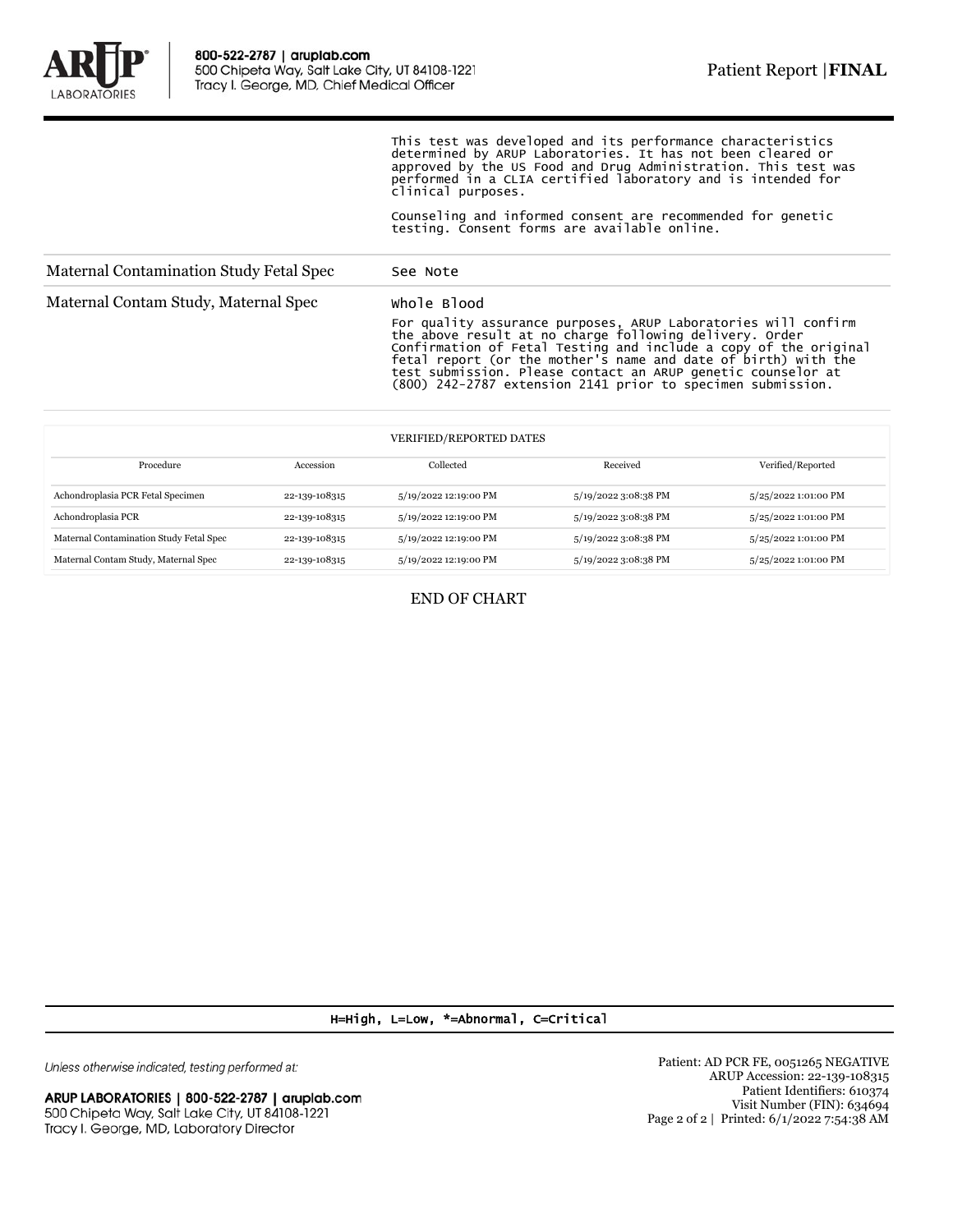This test was developed and its performance characteristics determined by ARUP Laboratories. It has not been cleared or approved by the US Food and Drug Administration. This test was performed in a CLIA certified laboratory and is intended for clinical purposes.

Counseling and informed consent are recommended for genetic testing. Consent forms are available online.

| | |
|---|---|
| Maternal Contamination Study Fetal Spec | See Note |
| Maternal Contam Study, Maternal Spec | Whole Blood<br><br>For quality assurance purposes, ARUP Laboratories will confirm the above result at no charge following delivery. Order Confirmation of Fetal Testing and include a copy of the original fetal report (or the mother's name and date of birth) with the test submission. Please contact an ARUP genetic counselor at (800) 242-2787 extension 2141 prior to specimen submission. |

VERIFIED/REPORTED DATES

| Procedure | Accession | Collected | Received | Verified/Reported |
|---|---|---|---|---|
| Achondroplasia PCR Fetal Specimen | 22-139-108315 | 5/19/2022 12:19:00 PM | 5/19/2022 3:08:38 PM | 5/25/2022 1:01:00 PM |
| Achondroplasia PCR | 22-139-108315 | 5/19/2022 12:19:00 PM | 5/19/2022 3:08:38 PM | 5/25/2022 1:01:00 PM |
| Maternal Contamination Study Fetal Spec | 22-139-108315 | 5/19/2022 12:19:00 PM | 5/19/2022 3:08:38 PM | 5/25/2022 1:01:00 PM |
| Maternal Contam Study, Maternal Spec | 22-139-108315 | 5/19/2022 12:19:00 PM | 5/19/2022 3:08:38 PM | 5/25/2022 1:01:00 PM |

END OF CHART

H=High, L=Low, *=Abnormal, C=Critical

*Unless otherwise indicated, testing performed at:*

**ARUP LABORATORIES | 800-522-2787 | aruplab.com**
500 Chipeta Way, Salt Lake City, UT 84108-1221
Tracy I. George, MD, Laboratory Director

Patient: AD PCR FE, 0051265 NEGATIVE
ARUP Accession: 22-139-108315
Patient Identifiers: 610374
Visit Number (FIN): 634694
Printed: 6/1/2022 7:54:38 AM